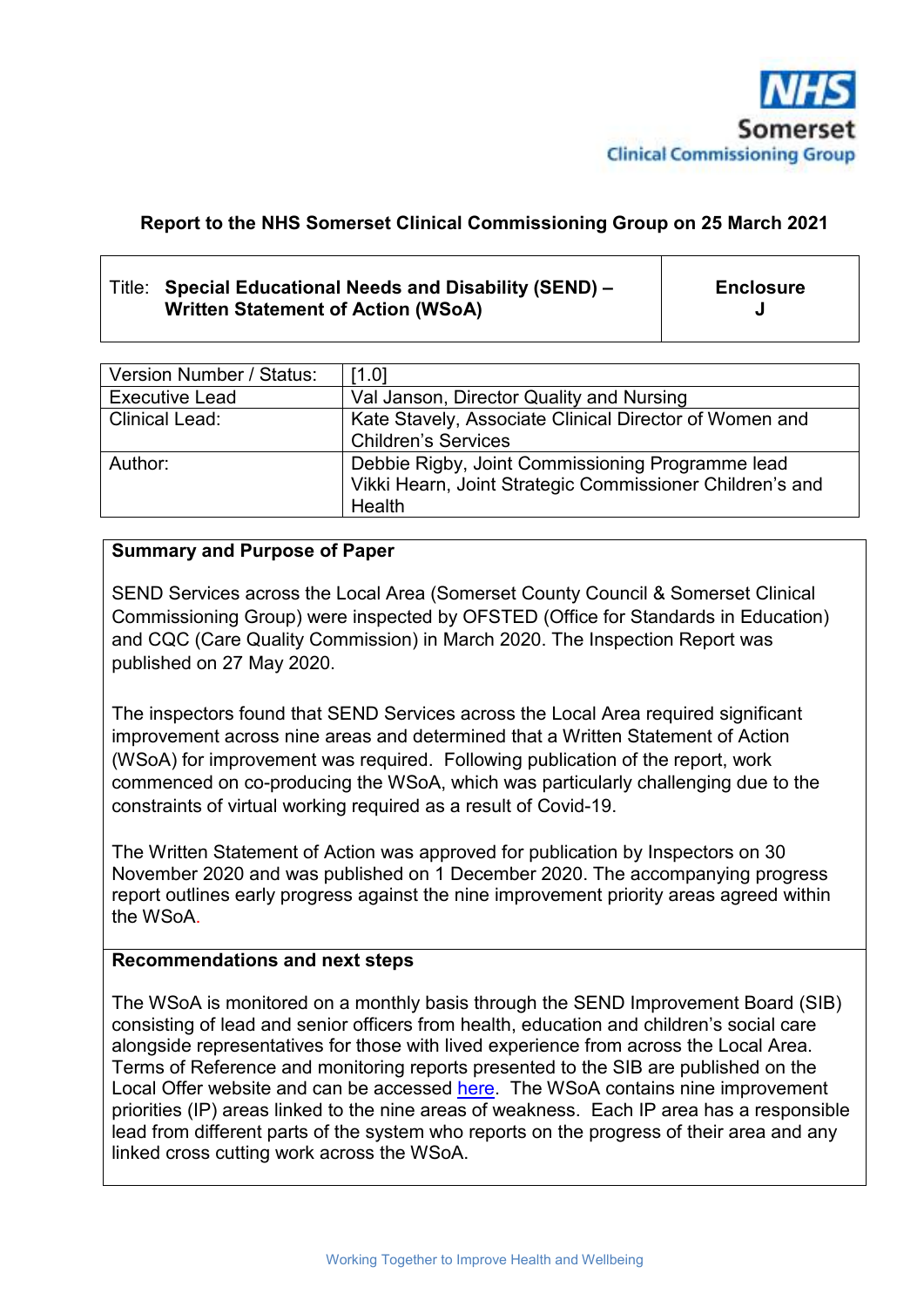NHS Somerset Clinical Commissioning Group

**Report to the NHS Somerset Clinical Commissioning Group on 25 March 2021**

| Title: **Special Educational Needs and Disability (SEND) – Written Statement of Action (WSoA)** | **Enclosure J** |
|---|---|

| Version Number / Status: | [1.0] |
|---|---|
| Executive Lead | Val Janson, Director Quality and Nursing |
| Clinical Lead: | Kate Stavely, Associate Clinical Director of Women and Children's Services |
| Author: | Debbie Rigby, Joint Commissioning Programme lead<br>Vikki Hearn, Joint Strategic Commissioner Children's and Health |

**Summary and Purpose of Paper**

SEND Services across the Local Area (Somerset County Council & Somerset Clinical Commissioning Group) were inspected by OFSTED (Office for Standards in Education) and CQC (Care Quality Commission) in March 2020. The Inspection Report was published on 27 May 2020.

The inspectors found that SEND Services across the Local Area required significant improvement across nine areas and determined that a Written Statement of Action (WSoA) for improvement was required. Following publication of the report, work commenced on co-producing the WSoA, which was particularly challenging due to the constraints of virtual working required as a result of Covid-19.

The Written Statement of Action was approved for publication by Inspectors on 30 November 2020 and was published on 1 December 2020. The accompanying progress report outlines early progress against the nine improvement priority areas agreed within the WSoA.

**Recommendations and next steps**

The WSoA is monitored on a monthly basis through the SEND Improvement Board (SIB) consisting of lead and senior officers from health, education and children's social care alongside representatives for those with lived experience from across the Local Area. Terms of Reference and monitoring reports presented to the SIB are published on the Local Offer website and can be accessed here. The WSoA contains nine improvement priorities (IP) areas linked to the nine areas of weakness. Each IP area has a responsible lead from different parts of the system who reports on the progress of their area and any linked cross cutting work across the WSoA.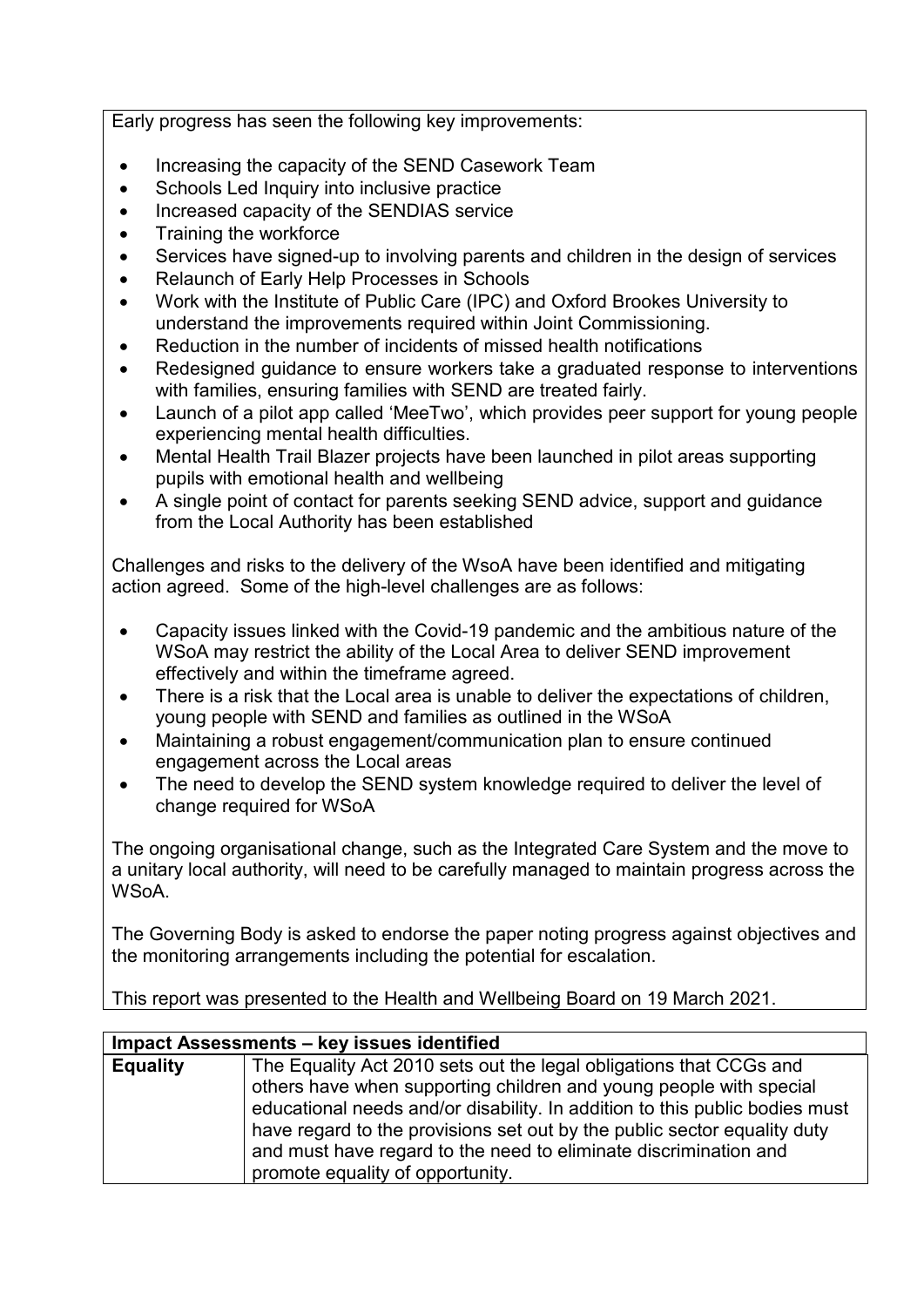Early progress has seen the following key improvements:

- Increasing the capacity of the SEND Casework Team
- Schools Led Inquiry into inclusive practice
- Increased capacity of the SENDIAS service
- Training the workforce
- Services have signed-up to involving parents and children in the design of services
- Relaunch of Early Help Processes in Schools
- Work with the Institute of Public Care (IPC) and Oxford Brookes University to understand the improvements required within Joint Commissioning.
- Reduction in the number of incidents of missed health notifications
- Redesigned guidance to ensure workers take a graduated response to interventions with families, ensuring families with SEND are treated fairly.
- Launch of a pilot app called 'MeeTwo', which provides peer support for young people experiencing mental health difficulties.
- Mental Health Trail Blazer projects have been launched in pilot areas supporting pupils with emotional health and wellbeing
- A single point of contact for parents seeking SEND advice, support and guidance from the Local Authority has been established

Challenges and risks to the delivery of the WsoA have been identified and mitigating action agreed. Some of the high-level challenges are as follows:

- Capacity issues linked with the Covid-19 pandemic and the ambitious nature of the WSoA may restrict the ability of the Local Area to deliver SEND improvement effectively and within the timeframe agreed.
- There is a risk that the Local area is unable to deliver the expectations of children, young people with SEND and families as outlined in the WSoA
- Maintaining a robust engagement/communication plan to ensure continued engagement across the Local areas
- The need to develop the SEND system knowledge required to deliver the level of change required for WSoA

The ongoing organisational change, such as the Integrated Care System and the move to a unitary local authority, will need to be carefully managed to maintain progress across the WSoA.

The Governing Body is asked to endorse the paper noting progress against objectives and the monitoring arrangements including the potential for escalation.

This report was presented to the Health and Wellbeing Board on 19 March 2021.

| **Impact Assessments – key issues identified** | |
|---|---|
| **Equality** | The Equality Act 2010 sets out the legal obligations that CCGs and others have when supporting children and young people with special educational needs and/or disability. In addition to this public bodies must have regard to the provisions set out by the public sector equality duty and must have regard to the need to eliminate discrimination and promote equality of opportunity. |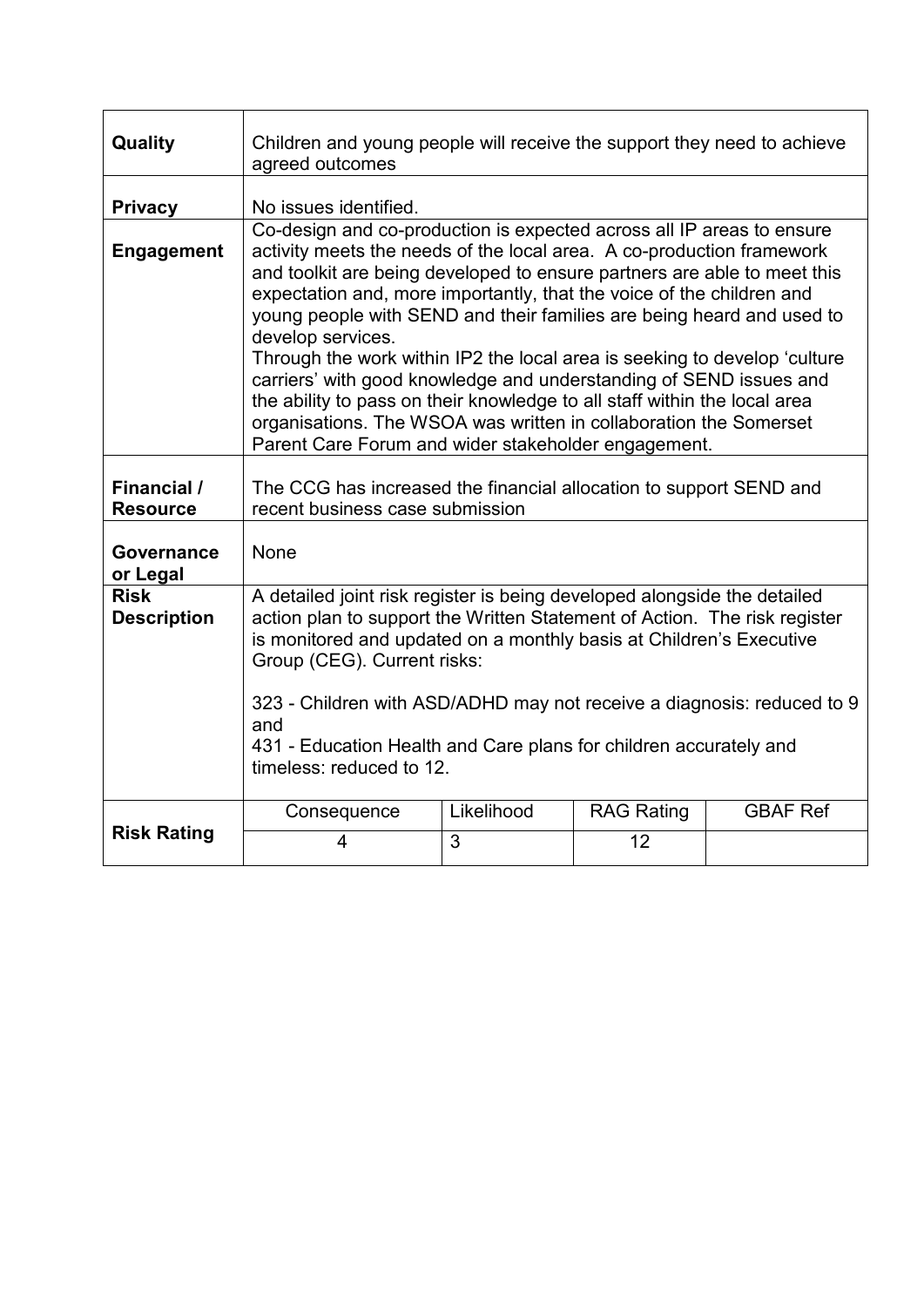| | | | | |
|---|---|---|---|---|
| **Quality** | Children and young people will receive the support they need to achieve agreed outcomes | | | |
| **Privacy** | No issues identified. | | | |
| **Engagement** | Co-design and co-production is expected across all IP areas to ensure activity meets the needs of the local area. A co-production framework and toolkit are being developed to ensure partners are able to meet this expectation and, more importantly, that the voice of the children and young people with SEND and their families are being heard and used to develop services.<br>Through the work within IP2 the local area is seeking to develop 'culture carriers' with good knowledge and understanding of SEND issues and the ability to pass on their knowledge to all staff within the local area organisations. The WSOA was written in collaboration the Somerset Parent Care Forum and wider stakeholder engagement. | | | |
| **Financial / Resource** | The CCG has increased the financial allocation to support SEND and recent business case submission | | | |
| **Governance or Legal** | None | | | |
| **Risk Description** | A detailed joint risk register is being developed alongside the detailed action plan to support the Written Statement of Action. The risk register is monitored and updated on a monthly basis at Children's Executive Group (CEG). Current risks:<br><br>323 - Children with ASD/ADHD may not receive a diagnosis: reduced to 9 and<br>431 - Education Health and Care plans for children accurately and timeless: reduced to 12. | | | |
| **Risk Rating** | Consequence | Likelihood | RAG Rating | GBAF Ref |
| | 4 | 3 | 12 | |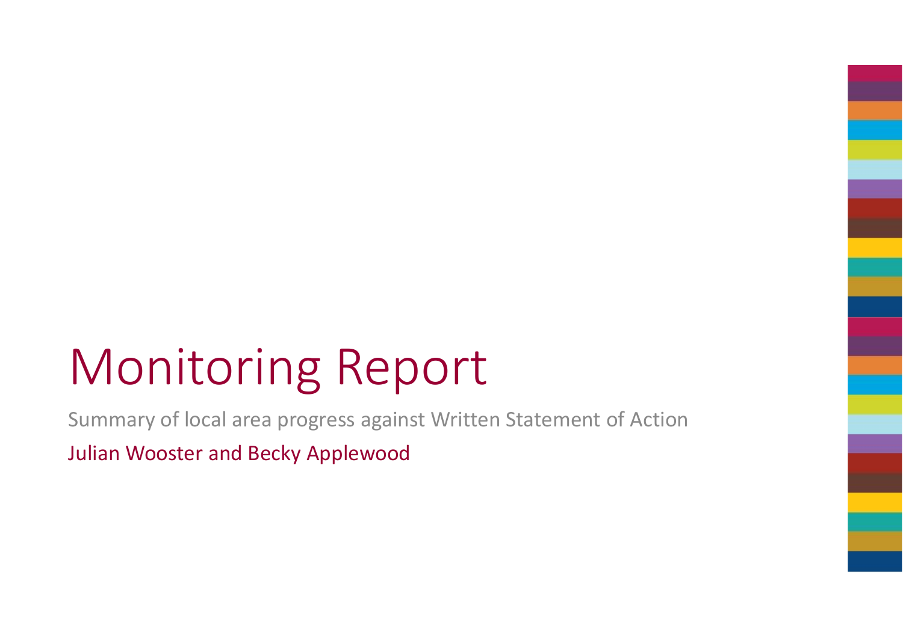# Monitoring Report

Summary of local area progress against Written Statement of Action

Julian Wooster and Becky Applewood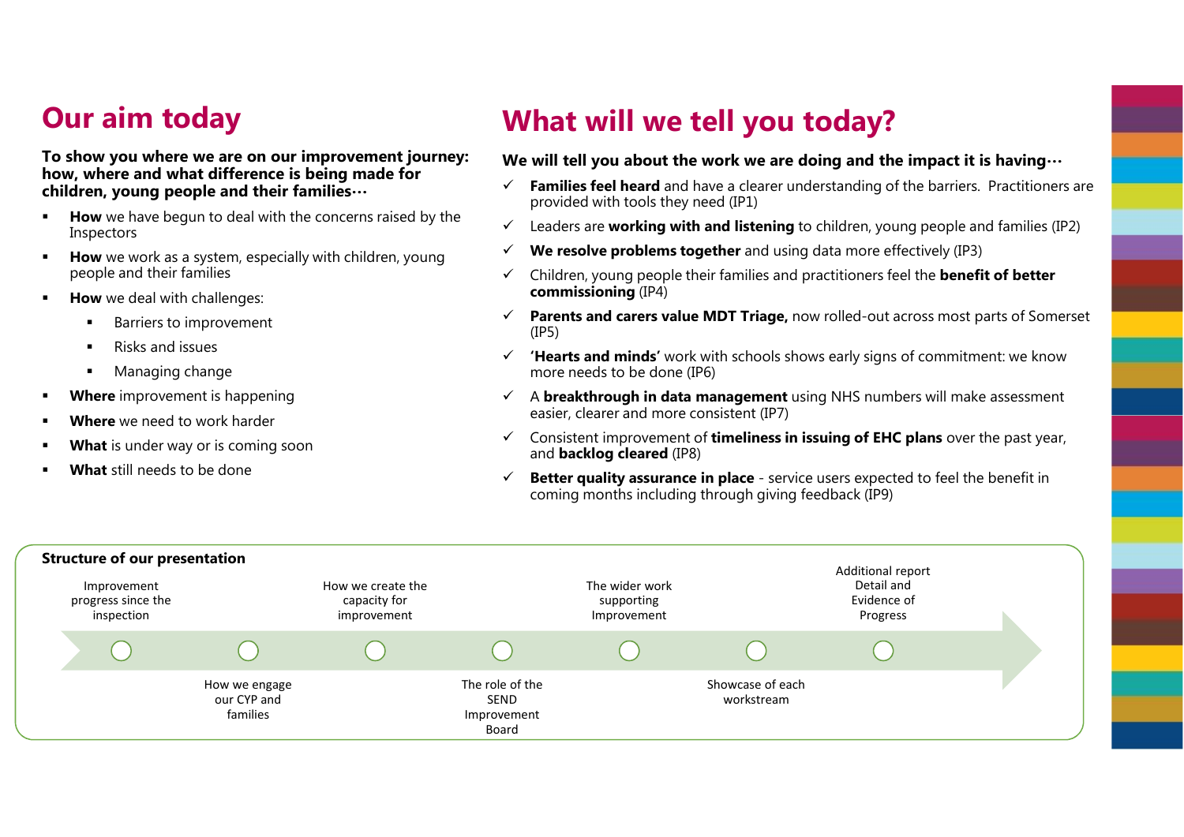## Our aim today

**To show you where we are on our improvement journey: how, where and what difference is being made for children, young people and their families…**

- **How** we have begun to deal with the concerns raised by the Inspectors
- **How** we work as a system, especially with children, young people and their families
- **How** we deal with challenges:
  - Barriers to improvement
  - Risks and issues
  - Managing change
- **Where** improvement is happening
- **Where** we need to work harder
- **What** is under way or is coming soon
- **What** still needs to be done

## What will we tell you today?

**We will tell you about the work we are doing and the impact it is having…**

- ✓ **Families feel heard** and have a clearer understanding of the barriers. Practitioners are provided with tools they need (IP1)
- ✓ Leaders are **working with and listening** to children, young people and families (IP2)
- ✓ **We resolve problems together** and using data more effectively (IP3)
- ✓ Children, young people their families and practitioners feel the **benefit of better commissioning** (IP4)
- ✓ **Parents and carers value MDT Triage,** now rolled-out across most parts of Somerset (IP5)
- ✓ **'Hearts and minds'** work with schools shows early signs of commitment: we know more needs to be done (IP6)
- ✓ A **breakthrough in data management** using NHS numbers will make assessment easier, clearer and more consistent (IP7)
- ✓ Consistent improvement of **timeliness in issuing of EHC plans** over the past year, and **backlog cleared** (IP8)
- ✓ **Better quality assurance in place** - service users expected to feel the benefit in coming months including through giving feedback (IP9)

**Structure of our presentation**

1. Improvement progress since the inspection
2. How we engage our CYP and families
3. How we create the capacity for improvement
4. The role of the SEND Improvement Board
5. The wider work supporting Improvement
6. Showcase of each workstream
7. Additional report Detail and Evidence of Progress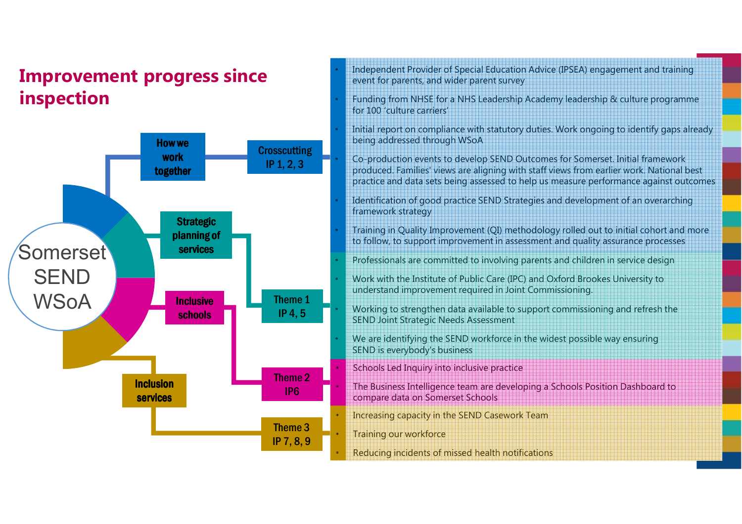# Improvement progress since inspection

**Somerset SEND WSoA**

## How we work together — Crosscutting IP 1, 2, 3

- Independent Provider of Special Education Advice (IPSEA) engagement and training event for parents, and wider parent survey
- Funding from NHSE for a NHS Leadership Academy leadership & culture programme for 100 'culture carriers'
- Initial report on compliance with statutory duties. Work ongoing to identify gaps already being addressed through WSoA
- Co-production events to develop SEND Outcomes for Somerset. Initial framework produced. Families' views are aligning with staff views from earlier work. National best practice and data sets being assessed to help us measure performance against outcomes
- Identification of good practice SEND Strategies and development of an overarching framework strategy
- Training in Quality Improvement (QI) methodology rolled out to initial cohort and more to follow, to support improvement in assessment and quality assurance processes

## Strategic planning of services — Theme 1 IP 4, 5

- Professionals are committed to involving parents and children in service design
- Work with the Institute of Public Care (IPC) and Oxford Brookes University to understand improvement required in Joint Commissioning.
- Working to strengthen data available to support commissioning and refresh the SEND Joint Strategic Needs Assessment
- We are identifying the SEND workforce in the widest possible way ensuring SEND is everybody's business

## Inclusive schools — Theme 2 IP6

- Schools Led Inquiry into inclusive practice
- The Business Intelligence team are developing a Schools Position Dashboard to compare data on Somerset Schools

## Inclusion services — Theme 3 IP 7, 8, 9

- Increasing capacity in the SEND Casework Team
- Training our workforce
- Reducing incidents of missed health notifications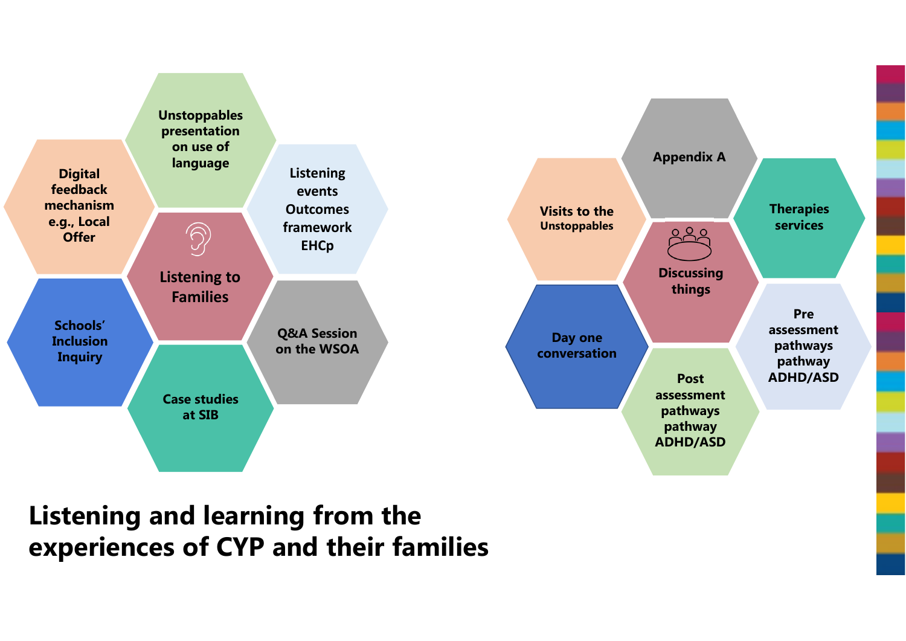# Listening and learning from the experiences of CYP and their families

## Listening to Families

- Unstoppables presentation on use of language
- Listening events Outcomes framework EHCp
- Q&A Session on the WSOA
- Case studies at SIB
- Schools' Inclusion Inquiry
- Digital feedback mechanism e.g., Local Offer

## Discussing things

- Appendix A
- Therapies services
- Pre assessment pathways pathway ADHD/ASD
- Post assessment pathways pathway ADHD/ASD
- Day one conversation
- Visits to the Unstoppables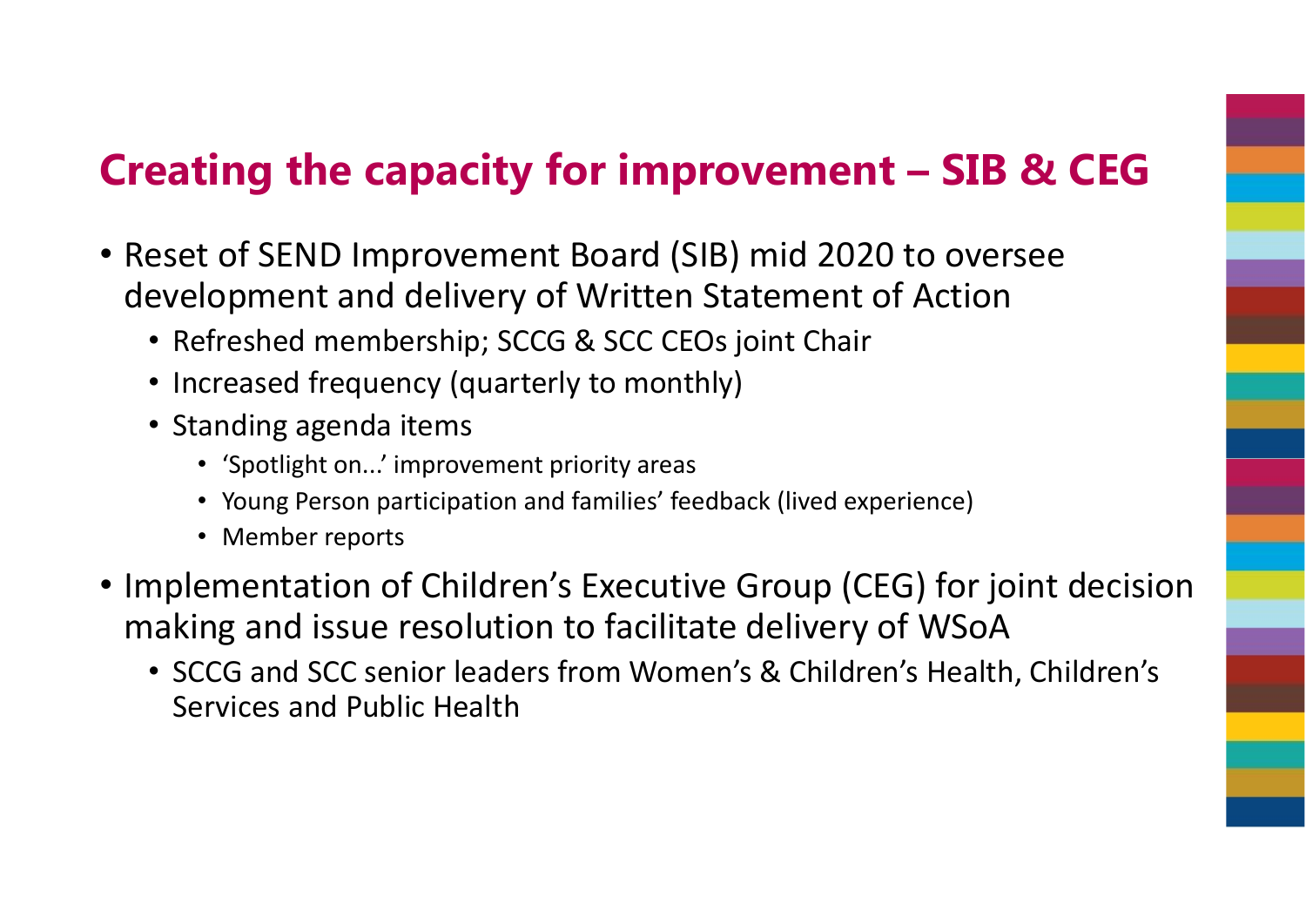# Creating the capacity for improvement – SIB & CEG

- Reset of SEND Improvement Board (SIB) mid 2020 to oversee development and delivery of Written Statement of Action
  - Refreshed membership; SCCG & SCC CEOs joint Chair
  - Increased frequency (quarterly to monthly)
  - Standing agenda items
    - 'Spotlight on...' improvement priority areas
    - Young Person participation and families' feedback (lived experience)
    - Member reports
- Implementation of Children's Executive Group (CEG) for joint decision making and issue resolution to facilitate delivery of WSoA
  - SCCG and SCC senior leaders from Women's & Children's Health, Children's Services and Public Health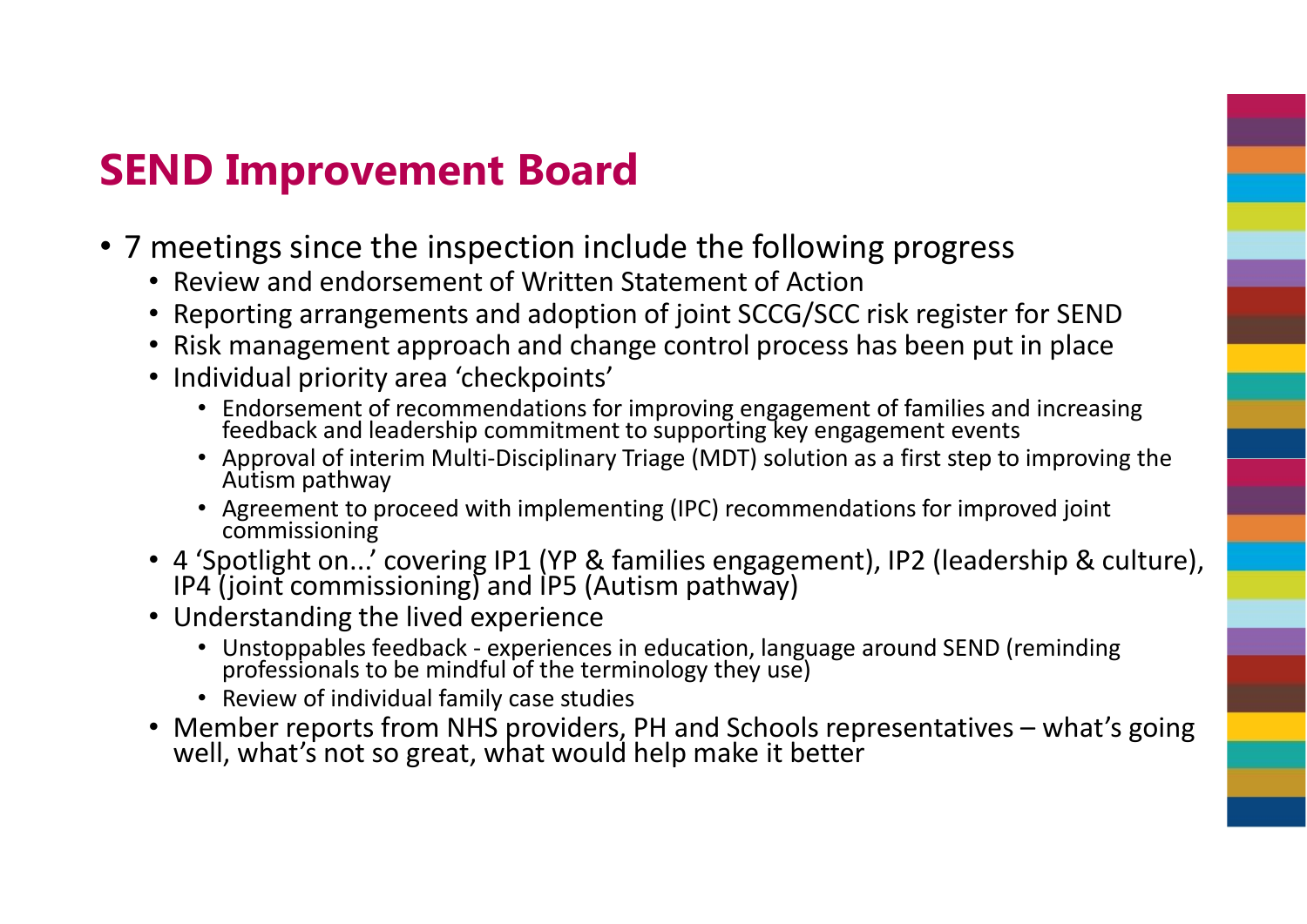# SEND Improvement Board

- 7 meetings since the inspection include the following progress
  - Review and endorsement of Written Statement of Action
  - Reporting arrangements and adoption of joint SCCG/SCC risk register for SEND
  - Risk management approach and change control process has been put in place
  - Individual priority area 'checkpoints'
    - Endorsement of recommendations for improving engagement of families and increasing feedback and leadership commitment to supporting key engagement events
    - Approval of interim Multi-Disciplinary Triage (MDT) solution as a first step to improving the Autism pathway
    - Agreement to proceed with implementing (IPC) recommendations for improved joint commissioning
  - 4 'Spotlight on...' covering IP1 (YP & families engagement), IP2 (leadership & culture), IP4 (joint commissioning) and IP5 (Autism pathway)
  - Understanding the lived experience
    - Unstoppables feedback - experiences in education, language around SEND (reminding professionals to be mindful of the terminology they use)
    - Review of individual family case studies
  - Member reports from NHS providers, PH and Schools representatives – what's going well, what's not so great, what would help make it better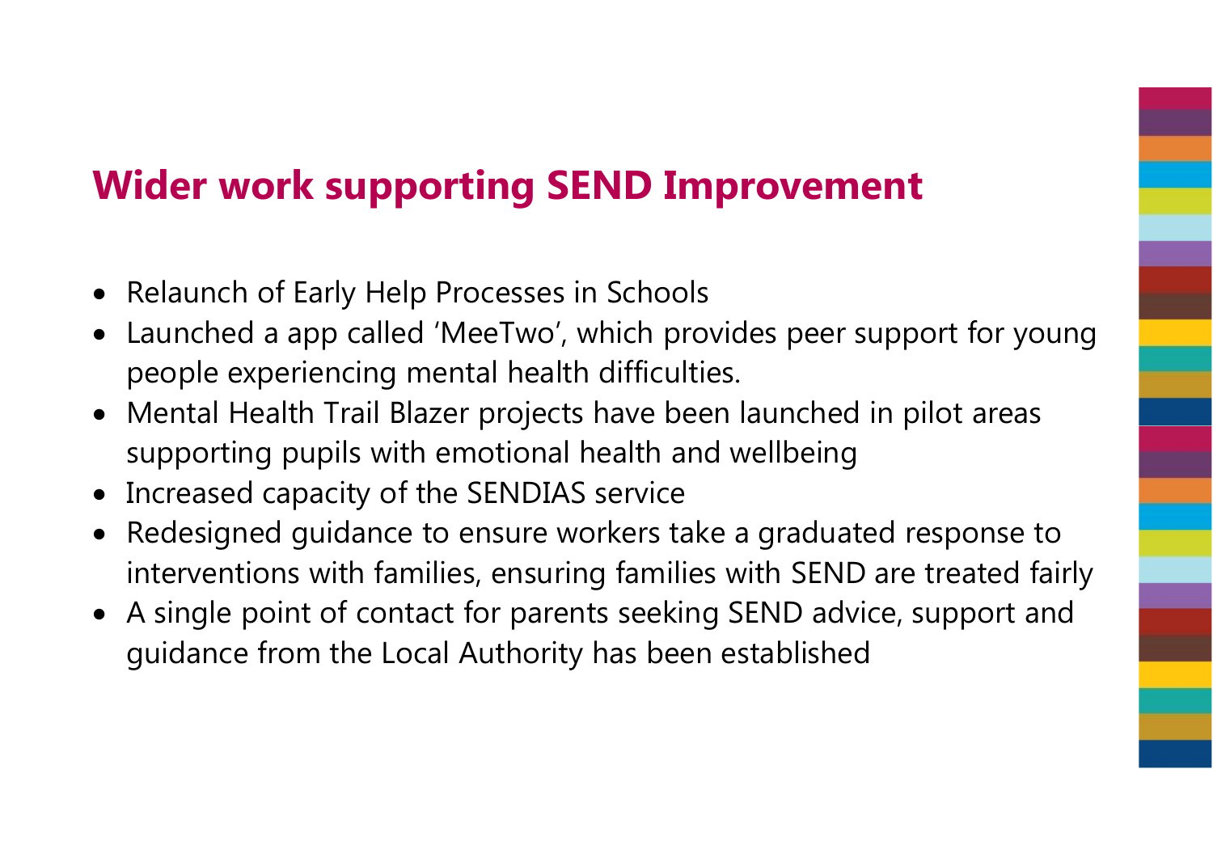## Wider work supporting SEND Improvement

- Relaunch of Early Help Processes in Schools
- Launched a app called 'MeeTwo', which provides peer support for young people experiencing mental health difficulties.
- Mental Health Trail Blazer projects have been launched in pilot areas supporting pupils with emotional health and wellbeing
- Increased capacity of the SENDIAS service
- Redesigned guidance to ensure workers take a graduated response to interventions with families, ensuring families with SEND are treated fairly
- A single point of contact for parents seeking SEND advice, support and guidance from the Local Authority has been established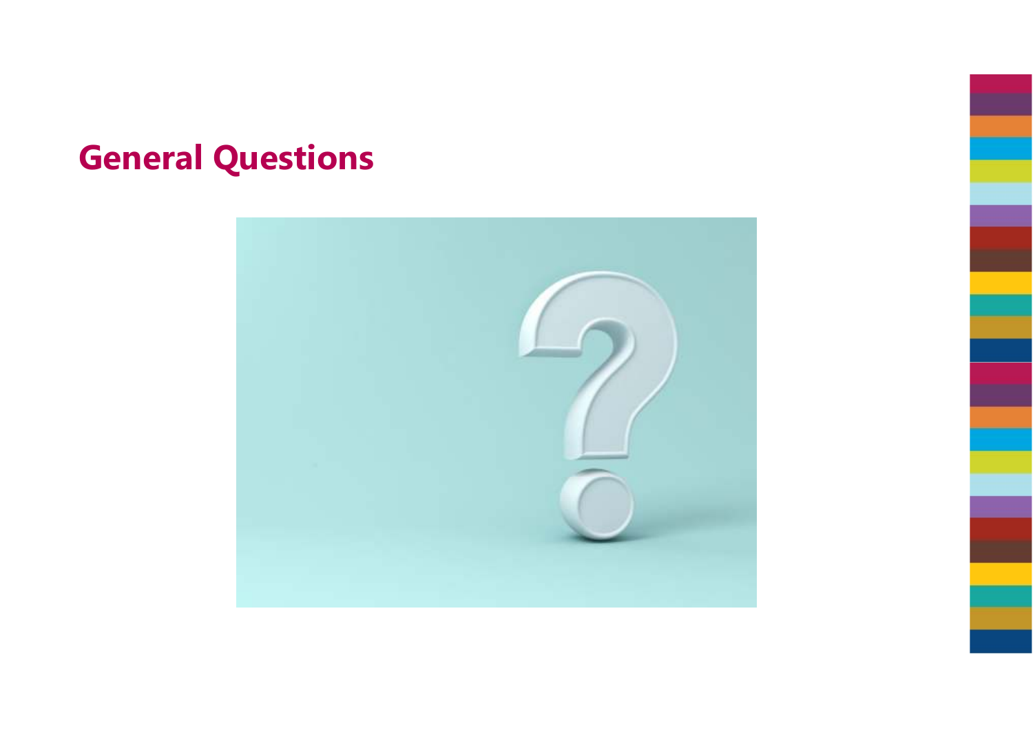## General Questions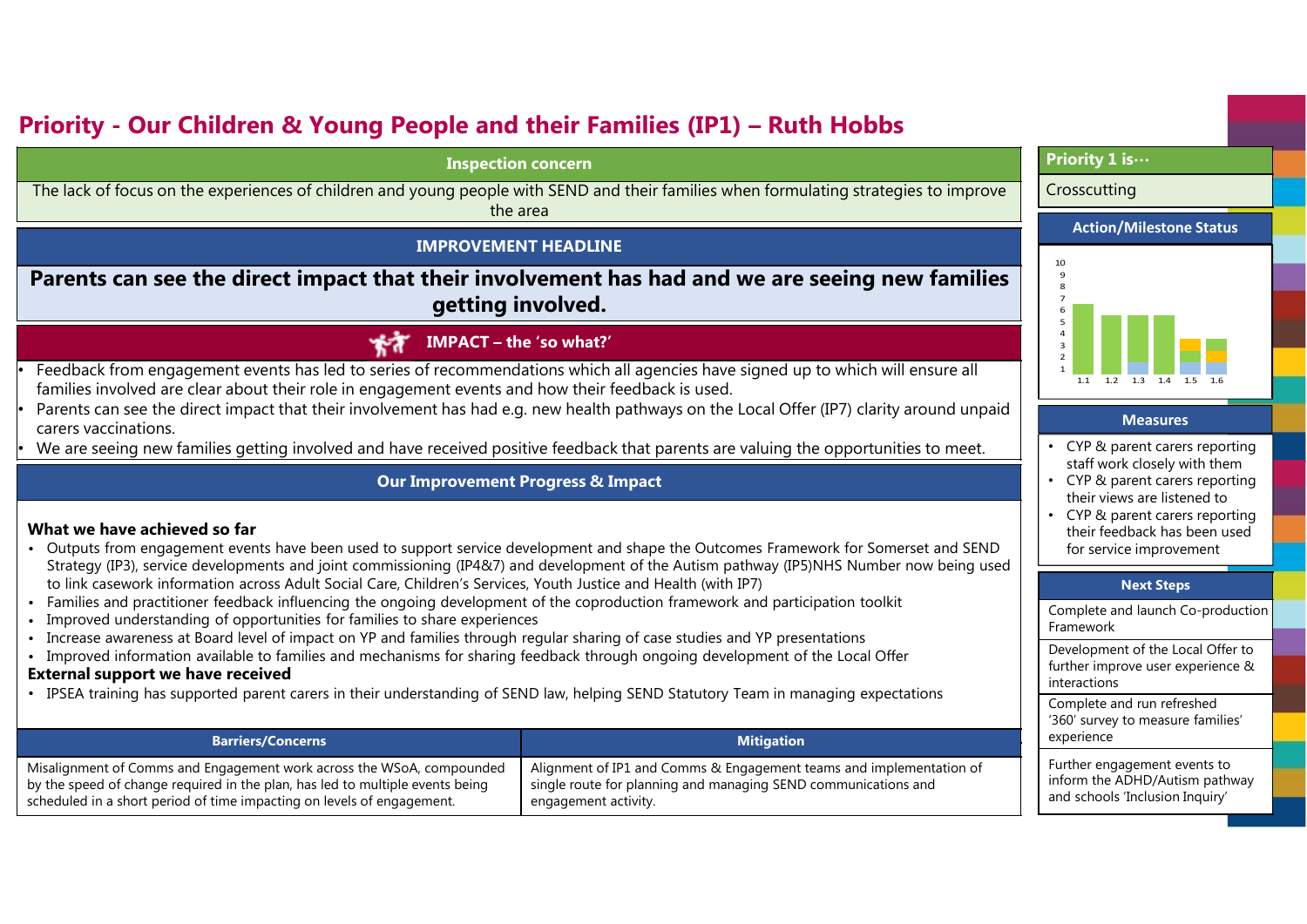# Priority - Our Children & Young People and their Families (IP1) – Ruth Hobbs

## Inspection concern

The lack of focus on the experiences of children and young people with SEND and their families when formulating strategies to improve the area

## IMPROVEMENT HEADLINE

**Parents can see the direct impact that their involvement has had and we are seeing new families getting involved.**

## IMPACT – the 'so what?'

- Feedback from engagement events has led to series of recommendations which all agencies have signed up to which will ensure all families involved are clear about their role in engagement events and how their feedback is used.
- Parents can see the direct impact that their involvement has had e.g. new health pathways on the Local Offer (IP7) clarity around unpaid carers vaccinations.
- We are seeing new families getting involved and have received positive feedback that parents are valuing the opportunities to meet.

## Our Improvement Progress & Impact

**What we have achieved so far**

- Outputs from engagement events have been used to support service development and shape the Outcomes Framework for Somerset and SEND Strategy (IP3), service developments and joint commissioning (IP4&7) and development of the Autism pathway (IP5)NHS Number now being used to link casework information across Adult Social Care, Children's Services, Youth Justice and Health (with IP7)
- Families and practitioner feedback influencing the ongoing development of the coproduction framework and participation toolkit
- Improved understanding of opportunities for families to share experiences
- Increase awareness at Board level of impact on YP and families through regular sharing of case studies and YP presentations
- Improved information available to families and mechanisms for sharing feedback through ongoing development of the Local Offer

**External support we have received**

- IPSEA training has supported parent carers in their understanding of SEND law, helping SEND Statutory Team in managing expectations

| Barriers/Concerns | Mitigation |
|---|---|
| Misalignment of Comms and Engagement work across the WSoA, compounded by the speed of change required in the plan, has led to multiple events being scheduled in a short period of time impacting on levels of engagement. | Alignment of IP1 and Comms & Engagement teams and implementation of single route for planning and managing SEND communications and engagement activity. |

## Priority 1 is…

Crosscutting

## Action/Milestone Status

(Chart: actions 1.1, 1.2, 1.3, 1.4, 1.5, 1.6; y-axis 1–10)

## Measures

- CYP & parent carers reporting staff work closely with them
- CYP & parent carers reporting their views are listened to
- CYP & parent carers reporting their feedback has been used for service improvement

## Next Steps

- Complete and launch Co-production Framework
- Development of the Local Offer to further improve user experience & interactions
- Complete and run refreshed '360' survey to measure families' experience
- Further engagement events to inform the ADHD/Autism pathway and schools 'Inclusion Inquiry'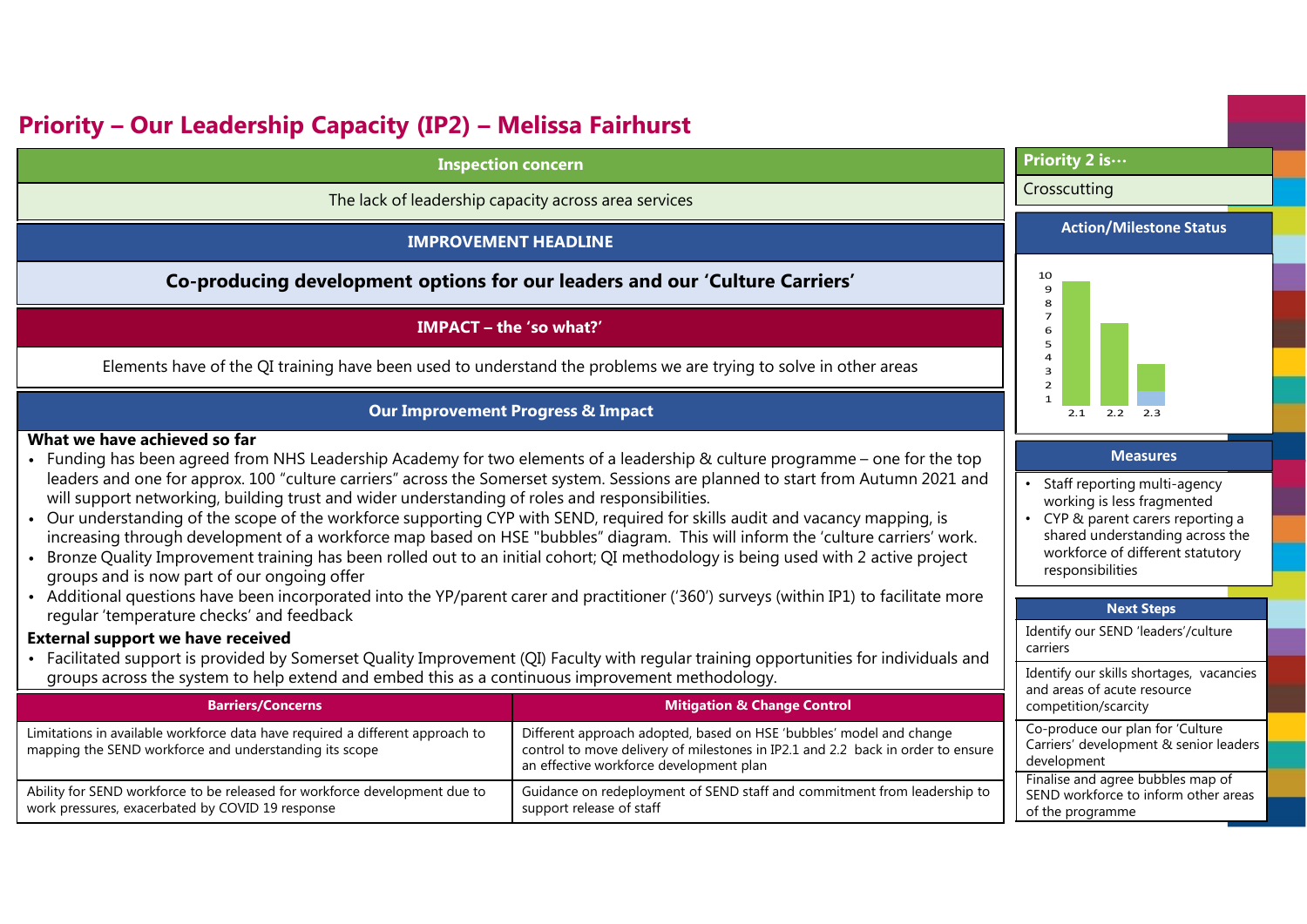# Priority – Our Leadership Capacity (IP2) – Melissa Fairhurst

## Inspection concern

The lack of leadership capacity across area services

## IMPROVEMENT HEADLINE

**Co-producing development options for our leaders and our 'Culture Carriers'**

## IMPACT – the 'so what?'

Elements have of the QI training have been used to understand the problems we are trying to solve in other areas

## Our Improvement Progress & Impact

**What we have achieved so far**

- Funding has been agreed from NHS Leadership Academy for two elements of a leadership & culture programme – one for the top leaders and one for approx. 100 "culture carriers" across the Somerset system. Sessions are planned to start from Autumn 2021 and will support networking, building trust and wider understanding of roles and responsibilities.
- Our understanding of the scope of the workforce supporting CYP with SEND, required for skills audit and vacancy mapping, is increasing through development of a workforce map based on HSE "bubbles" diagram. This will inform the 'culture carriers' work.
- Bronze Quality Improvement training has been rolled out to an initial cohort; QI methodology is being used with 2 active project groups and is now part of our ongoing offer
- Additional questions have been incorporated into the YP/parent carer and practitioner ('360') surveys (within IP1) to facilitate more regular 'temperature checks' and feedback

**External support we have received**

- Facilitated support is provided by Somerset Quality Improvement (QI) Faculty with regular training opportunities for individuals and groups across the system to help extend and embed this as a continuous improvement methodology.

| Barriers/Concerns | Mitigation & Change Control |
|---|---|
| Limitations in available workforce data have required a different approach to mapping the SEND workforce and understanding its scope | Different approach adopted, based on HSE 'bubbles' model and change control to move delivery of milestones in IP2.1 and 2.2 back in order to ensure an effective workforce development plan |
| Ability for SEND workforce to be released for workforce development due to work pressures, exacerbated by COVID 19 response | Guidance on redeployment of SEND staff and commitment from leadership to support release of staff |

## Priority 2 is…

Crosscutting

## Action/Milestone Status

| Milestone | Value |
|---|---|
| 2.1 | 9 |
| 2.2 | 6 |
| 2.3 | 3 |

## Measures

- Staff reporting multi-agency working is less fragmented
- CYP & parent carers reporting a shared understanding across the workforce of different statutory responsibilities

## Next Steps

- Identify our SEND 'leaders'/culture carriers
- Identify our skills shortages, vacancies and areas of acute resource competition/scarcity
- Co-produce our plan for 'Culture Carriers' development & senior leaders development
- Finalise and agree bubbles map of SEND workforce to inform other areas of the programme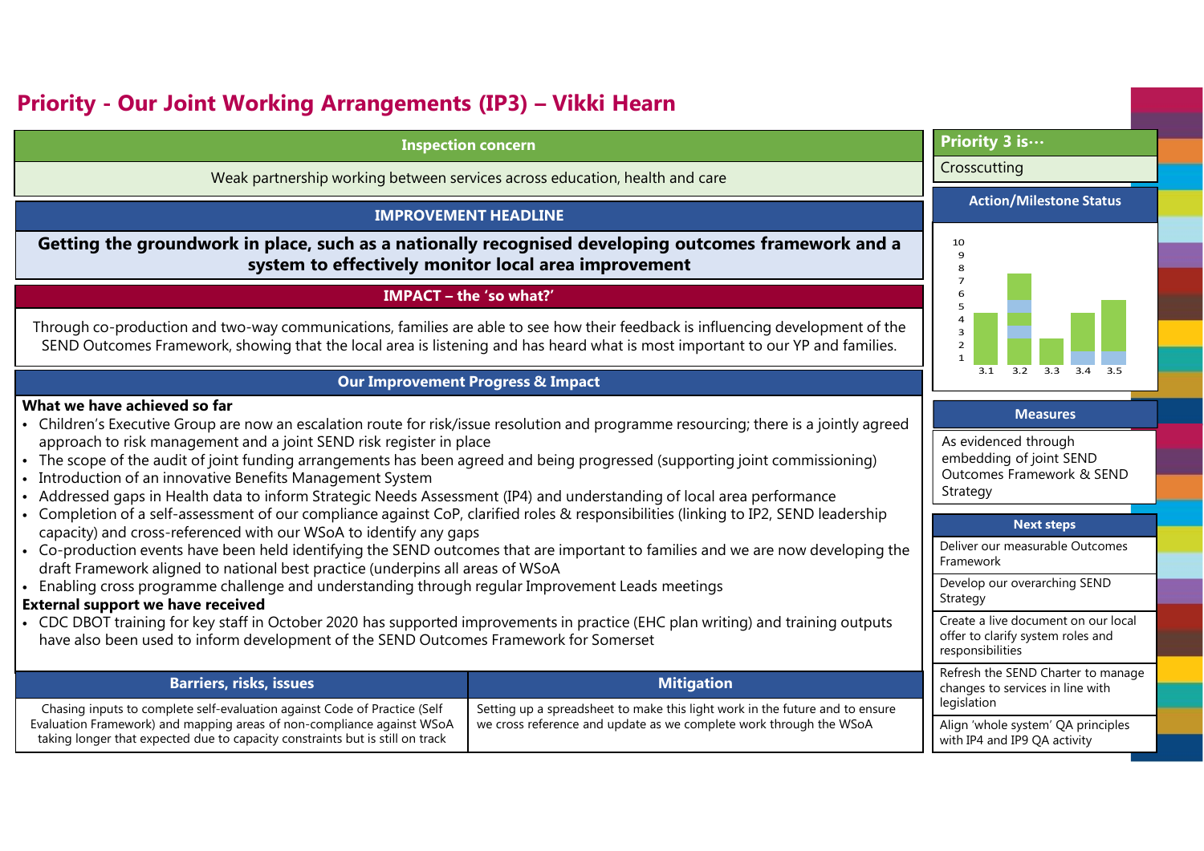# Priority - Our Joint Working Arrangements (IP3) – Vikki Hearn

## Inspection concern

Weak partnership working between services across education, health and care

## IMPROVEMENT HEADLINE

**Getting the groundwork in place, such as a nationally recognised developing outcomes framework and a system to effectively monitor local area improvement**

## IMPACT – the 'so what?'

Through co-production and two-way communications, families are able to see how their feedback is influencing development of the SEND Outcomes Framework, showing that the local area is listening and has heard what is most important to our YP and families.

## Our Improvement Progress & Impact

**What we have achieved so far**

- Children's Executive Group are now an escalation route for risk/issue resolution and programme resourcing; there is a jointly agreed approach to risk management and a joint SEND risk register in place
- The scope of the audit of joint funding arrangements has been agreed and being progressed (supporting joint commissioning)
- Introduction of an innovative Benefits Management System
- Addressed gaps in Health data to inform Strategic Needs Assessment (IP4) and understanding of local area performance
- Completion of a self-assessment of our compliance against CoP, clarified roles & responsibilities (linking to IP2, SEND leadership capacity) and cross-referenced with our WSoA to identify any gaps
- Co-production events have been held identifying the SEND outcomes that are important to families and we are now developing the draft Framework aligned to national best practice (underpins all areas of WSoA
- Enabling cross programme challenge and understanding through regular Improvement Leads meetings

**External support we have received**

- CDC DBOT training for key staff in October 2020 has supported improvements in practice (EHC plan writing) and training outputs have also been used to inform development of the SEND Outcomes Framework for Somerset

| Barriers, risks, issues | Mitigation |
|---|---|
| Chasing inputs to complete self-evaluation against Code of Practice (Self Evaluation Framework) and mapping areas of non-compliance against WSoA taking longer that expected due to capacity constraints but is still on track | Setting up a spreadsheet to make this light work in the future and to ensure we cross reference and update as we complete work through the WSoA |

## Priority 3 is…

Crosscutting

## Action/Milestone Status

| Action | 3.1 | 3.2 | 3.3 | 3.4 | 3.5 |
|---|---|---|---|---|---|
| Total (approx.) | 4 | 7 | 2 | 4 | 5 |

## Measures

As evidenced through embedding of joint SEND Outcomes Framework & SEND Strategy

## Next steps

- Deliver our measurable Outcomes Framework
- Develop our overarching SEND Strategy
- Create a live document on our local offer to clarify system roles and responsibilities
- Refresh the SEND Charter to manage changes to services in line with legislation
- Align 'whole system' QA principles with IP4 and IP9 QA activity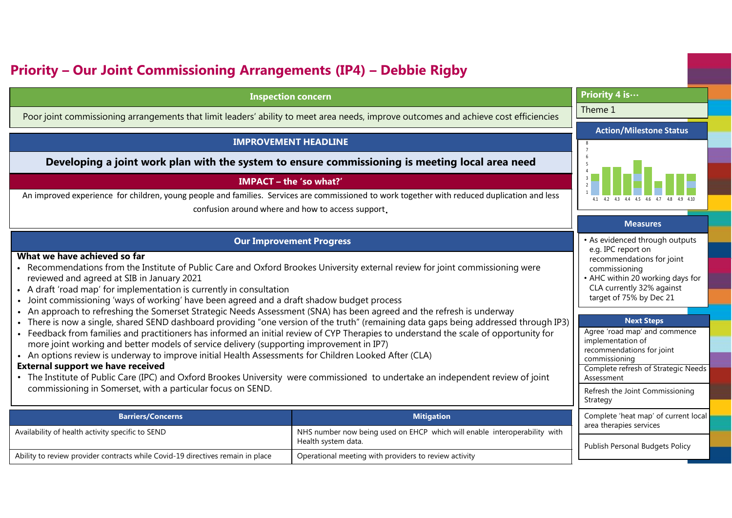# Priority – Our Joint Commissioning Arrangements (IP4) – Debbie Rigby

## Inspection concern

Poor joint commissioning arrangements that limit leaders' ability to meet area needs, improve outcomes and achieve cost efficiencies

## IMPROVEMENT HEADLINE

**Developing a joint work plan with the system to ensure commissioning is meeting local area need**

## IMPACT – the 'so what?'

An improved experience for children, young people and families. Services are commissioned to work together with reduced duplication and less confusion around where and how to access support.

## Our Improvement Progress

**What we have achieved so far**

- Recommendations from the Institute of Public Care and Oxford Brookes University external review for joint commissioning were reviewed and agreed at SIB in January 2021
- A draft 'road map' for implementation is currently in consultation
- Joint commissioning 'ways of working' have been agreed and a draft shadow budget process
- An approach to refreshing the Somerset Strategic Needs Assessment (SNA) has been agreed and the refresh is underway
- There is now a single, shared SEND dashboard providing "one version of the truth" (remaining data gaps being addressed through IP3)
- Feedback from families and practitioners has informed an initial review of CYP Therapies to understand the scale of opportunity for more joint working and better models of service delivery (supporting improvement in IP7)
- An options review is underway to improve initial Health Assessments for Children Looked After (CLA)

**External support we have received**

- The Institute of Public Care (IPC) and Oxford Brookes University were commissioned to undertake an independent review of joint commissioning in Somerset, with a particular focus on SEND.

| Barriers/Concerns | Mitigation |
| --- | --- |
| Availability of health activity specific to SEND | NHS number now being used on EHCP which will enable interoperability with Health system data. |
| Ability to review provider contracts while Covid-19 directives remain in place | Operational meeting with providers to review activity |

## Priority 4 is…

Theme 1

## Action/Milestone Status

(Bar chart: actions 4.1, 4.2, 4.3, 4.4, 4.5, 4.6, 4.7, 4.8, 4.9, 4.10; y-axis 1–8)

## Measures

- As evidenced through outputs e.g. IPC report on recommendations for joint commissioning
- AHC within 20 working days for CLA currently 32% against target of 75% by Dec 21

## Next Steps

- Agree 'road map' and commence implementation of recommendations for joint commissioning
- Complete refresh of Strategic Needs Assessment
- Refresh the Joint Commissioning Strategy
- Complete 'heat map' of current local area therapies services
- Publish Personal Budgets Policy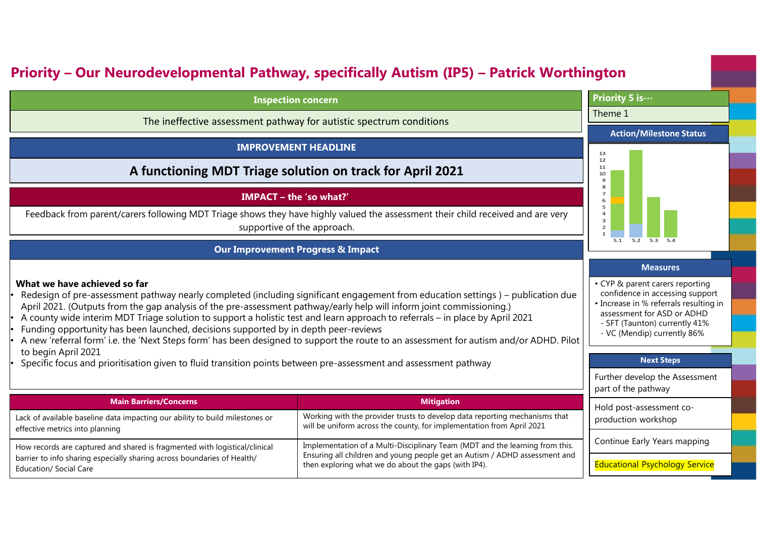# Priority – Our Neurodevelopmental Pathway, specifically Autism (IP5) – Patrick Worthington

## Inspection concern

The ineffective assessment pathway for autistic spectrum conditions

## IMPROVEMENT HEADLINE

**A functioning MDT Triage solution on track for April 2021**

## IMPACT – the 'so what?'

Feedback from parent/carers following MDT Triage shows they have highly valued the assessment their child received and are very supportive of the approach.

## Our Improvement Progress & Impact

**What we have achieved so far**

- Redesign of pre-assessment pathway nearly completed (including significant engagement from education settings ) – publication due April 2021. (Outputs from the gap analysis of the pre-assessment pathway/early help will inform joint commissioning.)
- A county wide interim MDT Triage solution to support a holistic test and learn approach to referrals – in place by April 2021
- Funding opportunity has been launched, decisions supported by in depth peer-reviews
- A new 'referral form' i.e. the 'Next Steps form' has been designed to support the route to an assessment for autism and/or ADHD. Pilot to begin April 2021
- Specific focus and prioritisation given to fluid transition points between pre-assessment and assessment pathway

| Main Barriers/Concerns | Mitigation |
|---|---|
| Lack of available baseline data impacting our ability to build milestones or effective metrics into planning | Working with the provider trusts to develop data reporting mechanisms that will be uniform across the county, for implementation from April 2021 |
| How records are captured and shared is fragmented with logistical/clinical barrier to info sharing especially sharing across boundaries of Health/ Education/ Social Care | Implementation of a Multi-Disciplinary Team (MDT and the learning from this. Ensuring all children and young people get an Autism / ADHD assessment and then exploring what we do about the gaps (with IP4). |

## Priority 5 is…

Theme 1

## Action/Milestone Status

(Bar chart: 5.1, 5.2, 5.3, 5.4; y-axis 1–13)

## Measures

- CYP & parent carers reporting confidence in accessing support
- Increase in % referrals resulting in assessment for ASD or ADHD
  - SFT (Taunton) currently 41%
  - VC (Mendip) currently 86%

## Next Steps

- Further develop the Assessment part of the pathway
- Hold post-assessment co-production workshop
- Continue Early Years mapping
- Educational Psychology Service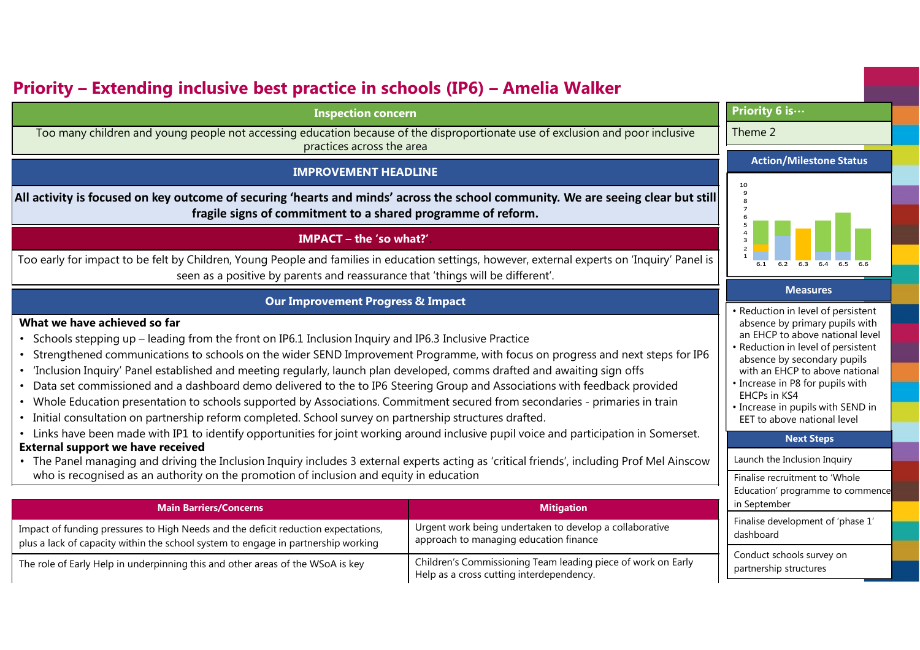# Priority – Extending inclusive best practice in schools (IP6) – Amelia Walker

## Inspection concern

Too many children and young people not accessing education because of the disproportionate use of exclusion and poor inclusive practices across the area

## IMPROVEMENT HEADLINE

**All activity is focused on key outcome of securing 'hearts and minds' across the school community. We are seeing clear but still fragile signs of commitment to a shared programme of reform.**

## IMPACT – the 'so what?'.

Too early for impact to be felt by Children, Young People and families in education settings, however, external experts on 'Inquiry' Panel is seen as a positive by parents and reassurance that 'things will be different'.

## Our Improvement Progress & Impact

**What we have achieved so far**

- Schools stepping up – leading from the front on IP6.1 Inclusion Inquiry and IP6.3 Inclusive Practice
- Strengthened communications to schools on the wider SEND Improvement Programme, with focus on progress and next steps for IP6
- 'Inclusion Inquiry' Panel established and meeting regularly, launch plan developed, comms drafted and awaiting sign offs
- Data set commissioned and a dashboard demo delivered to the to IP6 Steering Group and Associations with feedback provided
- Whole Education presentation to schools supported by Associations. Commitment secured from secondaries - primaries in train
- Initial consultation on partnership reform completed. School survey on partnership structures drafted.
- Links have been made with IP1 to identify opportunities for joint working around inclusive pupil voice and participation in Somerset.

**External support we have received**

- The Panel managing and driving the Inclusion Inquiry includes 3 external experts acting as 'critical friends', including Prof Mel Ainscow who is recognised as an authority on the promotion of inclusion and equity in education

| Main Barriers/Concerns | Mitigation |
|---|---|
| Impact of funding pressures to High Needs and the deficit reduction expectations, plus a lack of capacity within the school system to engage in partnership working | Urgent work being undertaken to develop a collaborative approach to managing education finance |
| The role of Early Help in underpinning this and other areas of the WSoA is key | Children's Commissioning Team leading piece of work on Early Help as a cross cutting interdependency. |

## Priority 6 is…

Theme 2

## Action/Milestone Status

(Chart: stacked bars for 6.1, 6.2, 6.3, 6.4, 6.5, 6.6; y-axis 1–10)

## Measures

- Reduction in level of persistent absence by primary pupils with an EHCP to above national level
- Reduction in level of persistent absence by secondary pupils with an EHCP to above national
- Increase in P8 for pupils with EHCPs in KS4
- Increase in pupils with SEND in EET to above national level

## Next Steps

- Launch the Inclusion Inquiry
- Finalise recruitment to 'Whole Education' programme to commence in September
- Finalise development of 'phase 1' dashboard
- Conduct schools survey on partnership structures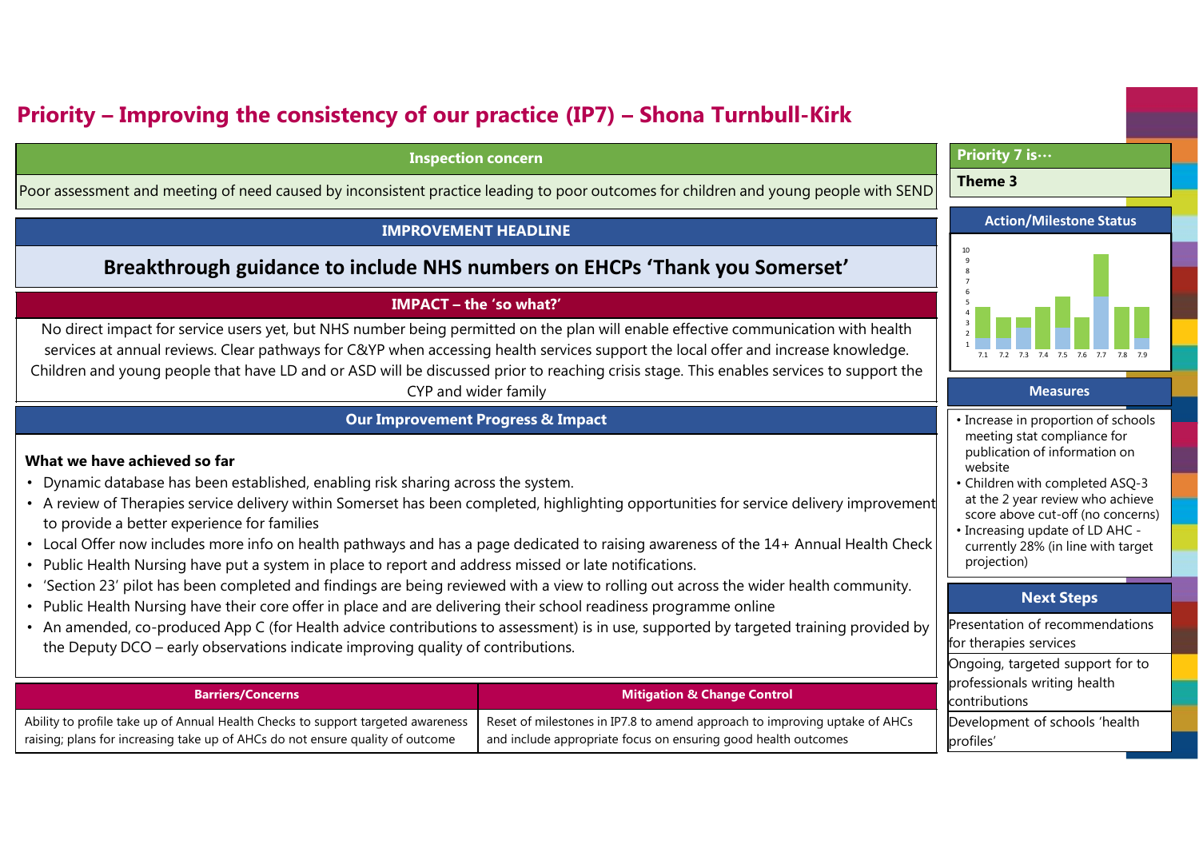# Priority – Improving the consistency of our practice (IP7) – Shona Turnbull-Kirk

## Inspection concern

Poor assessment and meeting of need caused by inconsistent practice leading to poor outcomes for children and young people with SEND

## IMPROVEMENT HEADLINE

**Breakthrough guidance to include NHS numbers on EHCPs ‘Thank you Somerset’**

## IMPACT – the ‘so what?’

No direct impact for service users yet, but NHS number being permitted on the plan will enable effective communication with health services at annual reviews. Clear pathways for C&YP when accessing health services support the local offer and increase knowledge. Children and young people that have LD and or ASD will be discussed prior to reaching crisis stage. This enables services to support the CYP and wider family

## Our Improvement Progress & Impact

**What we have achieved so far**

- Dynamic database has been established, enabling risk sharing across the system.
- A review of Therapies service delivery within Somerset has been completed, highlighting opportunities for service delivery improvement to provide a better experience for families
- Local Offer now includes more info on health pathways and has a page dedicated to raising awareness of the 14+ Annual Health Check
- Public Health Nursing have put a system in place to report and address missed or late notifications.
- ‘Section 23’ pilot has been completed and findings are being reviewed with a view to rolling out across the wider health community.
- Public Health Nursing have their core offer in place and are delivering their school readiness programme online
- An amended, co-produced App C (for Health advice contributions to assessment) is in use, supported by targeted training provided by the Deputy DCO – early observations indicate improving quality of contributions.

| Barriers/Concerns | Mitigation & Change Control |
|---|---|
| Ability to profile take up of Annual Health Checks to support targeted awareness raising; plans for increasing take up of AHCs do not ensure quality of outcome | Reset of milestones in IP7.8 to amend approach to improving uptake of AHCs and include appropriate focus on ensuring good health outcomes |

## Priority 7 is…

**Theme 3**

## Action/Milestone Status

Chart x-axis: 7.1, 7.2, 7.3, 7.4, 7.5, 7.6, 7.7, 7.8, 7.9; y-axis: 1–10

## Measures

- Increase in proportion of schools meeting stat compliance for publication of information on website
- Children with completed ASQ-3 at the 2 year review who achieve score above cut-off (no concerns)
- Increasing update of LD AHC - currently 28% (in line with target projection)

## Next Steps

- Presentation of recommendations for therapies services
- Ongoing, targeted support for to professionals writing health contributions
- Development of schools ‘health profiles’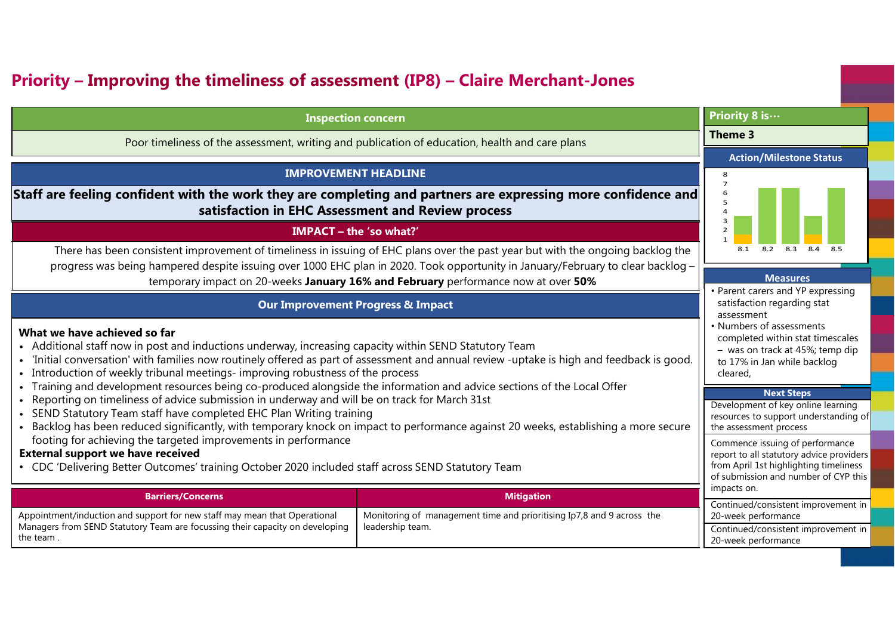# Priority – Improving the timeliness of assessment (IP8) – Claire Merchant-Jones

**Inspection concern**

Poor timeliness of the assessment, writing and publication of education, health and care plans

**IMPROVEMENT HEADLINE**

**Staff are feeling confident with the work they are completing and partners are expressing more confidence and satisfaction in EHC Assessment and Review process**

**IMPACT – the 'so what?'**

There has been consistent improvement of timeliness in issuing of EHC plans over the past year but with the ongoing backlog the progress was being hampered despite issuing over 1000 EHC plan in 2020. Took opportunity in January/February to clear backlog – temporary impact on 20-weeks **January 16% and February** performance now at over **50%**

**Our Improvement Progress & Impact**

**What we have achieved so far**

- Additional staff now in post and inductions underway, increasing capacity within SEND Statutory Team
- 'Initial conversation' with families now routinely offered as part of assessment and annual review -uptake is high and feedback is good.
- Introduction of weekly tribunal meetings- improving robustness of the process
- Training and development resources being co-produced alongside the information and advice sections of the Local Offer
- Reporting on timeliness of advice submission in underway and will be on track for March 31st
- SEND Statutory Team staff have completed EHC Plan Writing training
- Backlog has been reduced significantly, with temporary knock on impact to performance against 20 weeks, establishing a more secure footing for achieving the targeted improvements in performance

**External support we have received**

- CDC 'Delivering Better Outcomes' training October 2020 included staff across SEND Statutory Team

| Barriers/Concerns | Mitigation |
|---|---|
| Appointment/induction and support for new staff may mean that Operational Managers from SEND Statutory Team are focussing their capacity on developing the team . | Monitoring of management time and prioritising Ip7,8 and 9 across the leadership team. |

**Priority 8 is…**

**Theme 3**

**Action/Milestone Status**

| Milestone | 8.1 | 8.2 | 8.3 | 8.4 | 8.5 |
|---|---|---|---|---|---|
| Status | 3 | 6 | 6 | 3 | 6 |

**Measures**

- Parent carers and YP expressing satisfaction regarding stat assessment
- Numbers of assessments completed within stat timescales – was on track at 45%; temp dip to 17% in Jan while backlog cleared,

**Next Steps**

- Development of key online learning resources to support understanding of the assessment process
- Commence issuing of performance report to all statutory advice providers from April 1st highlighting timeliness of submission and number of CYP this impacts on.
- Continued/consistent improvement in 20-week performance
- Continued/consistent improvement in 20-week performance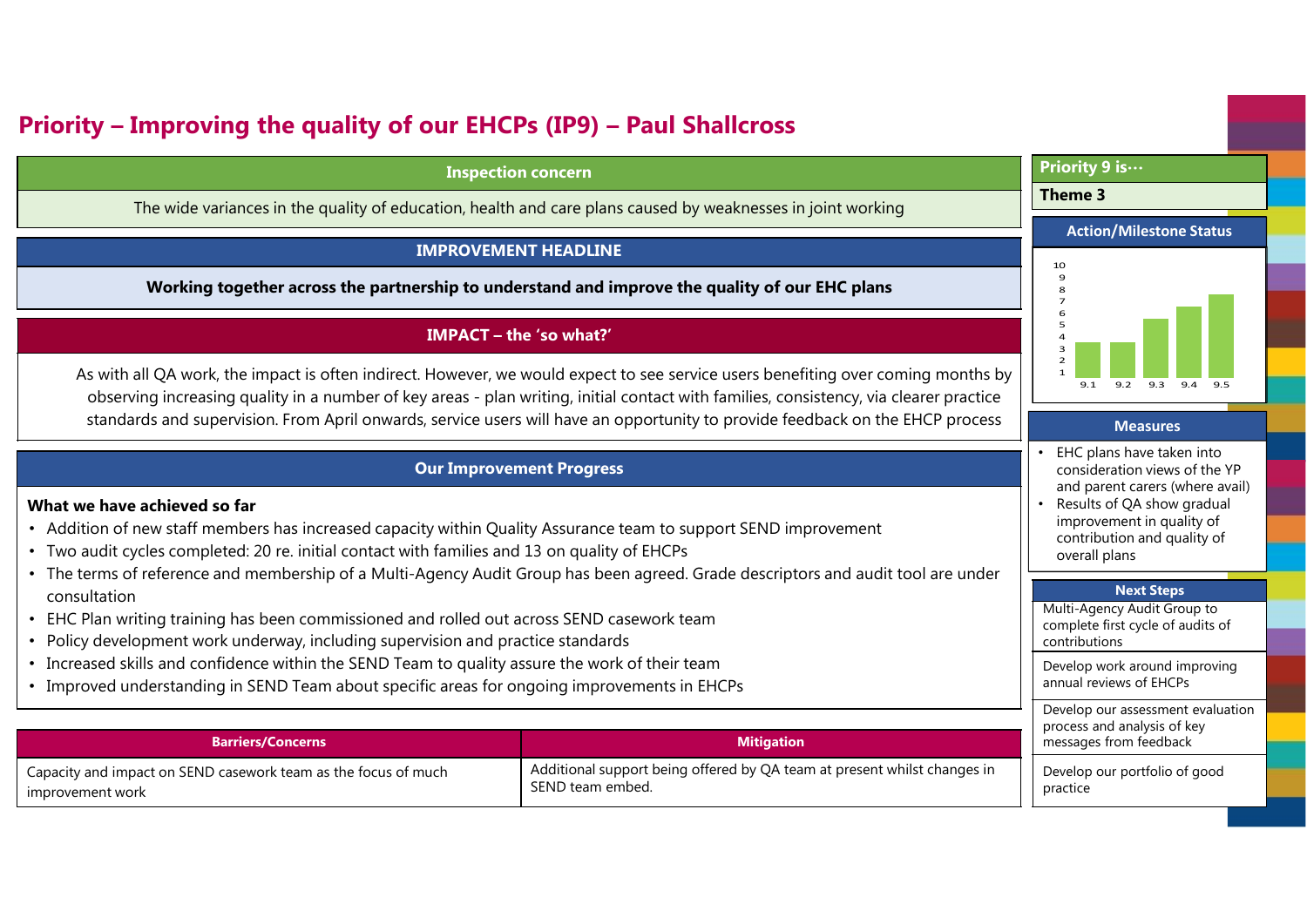# Priority – Improving the quality of our EHCPs (IP9) – Paul Shallcross

## Inspection concern

The wide variances in the quality of education, health and care plans caused by weaknesses in joint working

## IMPROVEMENT HEADLINE

**Working together across the partnership to understand and improve the quality of our EHC plans**

## IMPACT – the 'so what?'

As with all QA work, the impact is often indirect. However, we would expect to see service users benefiting over coming months by observing increasing quality in a number of key areas - plan writing, initial contact with families, consistency, via clearer practice standards and supervision. From April onwards, service users will have an opportunity to provide feedback on the EHCP process

## Our Improvement Progress

**What we have achieved so far**

- Addition of new staff members has increased capacity within Quality Assurance team to support SEND improvement
- Two audit cycles completed: 20 re. initial contact with families and 13 on quality of EHCPs
- The terms of reference and membership of a Multi-Agency Audit Group has been agreed. Grade descriptors and audit tool are under consultation
- EHC Plan writing training has been commissioned and rolled out across SEND casework team
- Policy development work underway, including supervision and practice standards
- Increased skills and confidence within the SEND Team to quality assure the work of their team
- Improved understanding in SEND Team about specific areas for ongoing improvements in EHCPs

| Barriers/Concerns | Mitigation |
|---|---|
| Capacity and impact on SEND casework team as the focus of much improvement work | Additional support being offered by QA team at present whilst changes in SEND team embed. |

**Priority 9 is…**

**Theme 3**

### Action/Milestone Status

| Action | 9.1 | 9.2 | 9.3 | 9.4 | 9.5 |
|---|---|---|---|---|---|
| Status (scale 1–10) | 3 | 3 | 5 | 6 | 7 |

### Measures

- EHC plans have taken into consideration views of the YP and parent carers (where avail)
- Results of QA show gradual improvement in quality of contribution and quality of overall plans

### Next Steps

- Multi-Agency Audit Group to complete first cycle of audits of contributions
- Develop work around improving annual reviews of EHCPs
- Develop our assessment evaluation process and analysis of key messages from feedback
- Develop our portfolio of good practice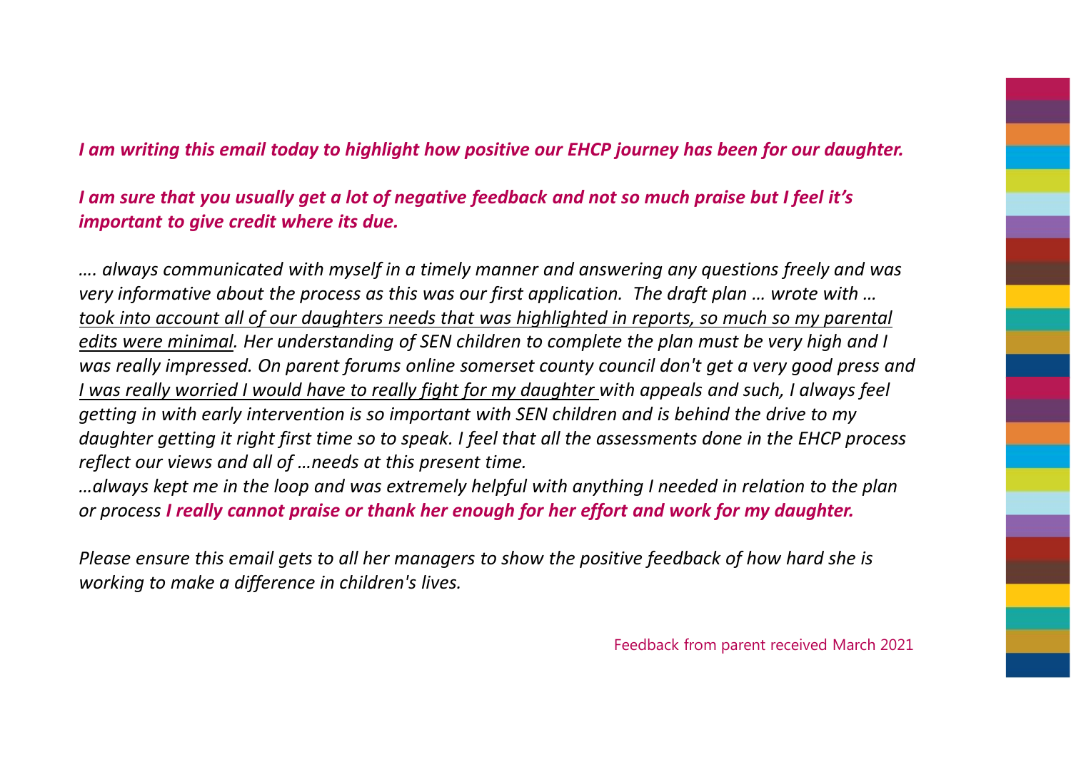***I am writing this email today to highlight how positive our EHCP journey has been for our daughter.***

***I am sure that you usually get a lot of negative feedback and not so much praise but I feel it's important to give credit where its due.***

*…. always communicated with myself in a timely manner and answering any questions freely and was very informative about the process as this was our first application. The draft plan … wrote with … <u>took into account all of our daughters needs that was highlighted in reports, so much so my parental edits were minimal</u>. Her understanding of SEN children to complete the plan must be very high and I was really impressed. On parent forums online somerset county council don't get a very good press and <u>I was really worried I would have to really fight for my daughter</u> with appeals and such, I always feel getting in with early intervention is so important with SEN children and is behind the drive to my daughter getting it right first time so to speak. I feel that all the assessments done in the EHCP process reflect our views and all of …needs at this present time.*

*…always kept me in the loop and was extremely helpful with anything I needed in relation to the plan or process* ***I really cannot praise or thank her enough for her effort and work for my daughter.***

*Please ensure this email gets to all her managers to show the positive feedback of how hard she is working to make a difference in children's lives.*

Feedback from parent received March 2021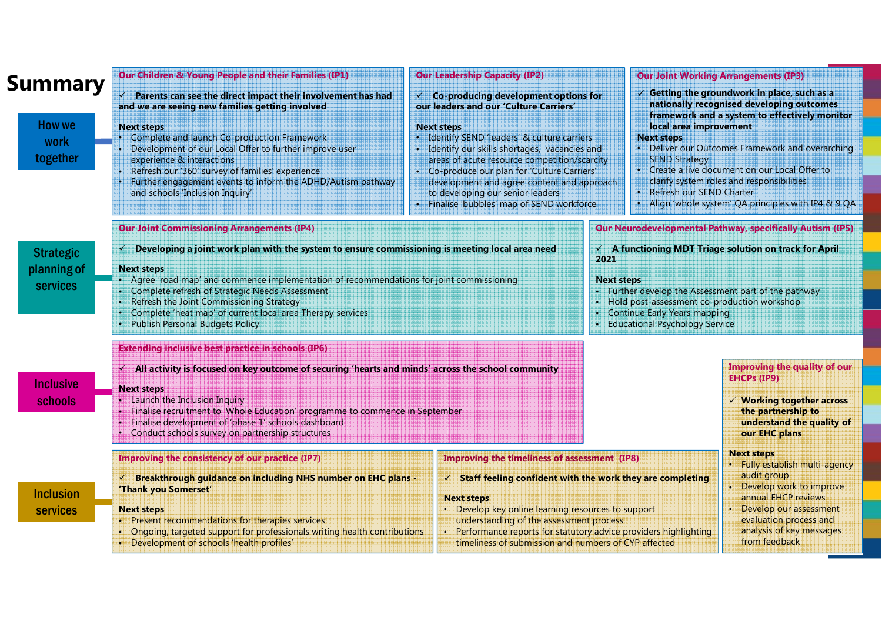# Summary

## How we work together

### Our Children & Young People and their Families (IP1)

✓ **Parents can see the direct impact their involvement has had and we are seeing new families getting involved**

**Next steps**

- Complete and launch Co-production Framework
- Development of our Local Offer to further improve user experience & interactions
- Refresh our '360' survey of families' experience
- Further engagement events to inform the ADHD/Autism pathway and schools 'Inclusion Inquiry'

### Our Leadership Capacity (IP2)

✓ **Co-producing development options for our leaders and our 'Culture Carriers'**

**Next steps**

- Identify SEND 'leaders' & culture carriers
- Identify our skills shortages, vacancies and areas of acute resource competition/scarcity
- Co-produce our plan for 'Culture Carriers' development and agree content and approach to developing our senior leaders
- Finalise 'bubbles' map of SEND workforce

### Our Joint Working Arrangements (IP3)

✓ **Getting the groundwork in place, such as a nationally recognised developing outcomes framework and a system to effectively monitor local area improvement**

**Next steps**

- Deliver our Outcomes Framework and overarching SEND Strategy
- Create a live document on our Local Offer to clarify system roles and responsibilities
- Refresh our SEND Charter
- Align 'whole system' QA principles with IP4 & 9 QA

## Strategic planning of services

### Our Joint Commissioning Arrangements (IP4)

✓ **Developing a joint work plan with the system to ensure commissioning is meeting local area need**

**Next steps**

- Agree 'road map' and commence implementation of recommendations for joint commissioning
- Complete refresh of Strategic Needs Assessment
- Refresh the Joint Commissioning Strategy
- Complete 'heat map' of current local area Therapy services
- Publish Personal Budgets Policy

### Our Neurodevelopmental Pathway, specifically Autism (IP5)

✓ **A functioning MDT Triage solution on track for April 2021**

**Next steps**

- Further develop the Assessment part of the pathway
- Hold post-assessment co-production workshop
- Continue Early Years mapping
- Educational Psychology Service

## Inclusive schools

### Extending inclusive best practice in schools (IP6)

✓ **All activity is focused on key outcome of securing 'hearts and minds' across the school community**

**Next steps**

- Launch the Inclusion Inquiry
- Finalise recruitment to 'Whole Education' programme to commence in September
- Finalise development of 'phase 1' schools dashboard
- Conduct schools survey on partnership structures

## Inclusion services

### Improving the consistency of our practice (IP7)

✓ **Breakthrough guidance on including NHS number on EHC plans - 'Thank you Somerset'**

**Next steps**

- Present recommendations for therapies services
- Ongoing, targeted support for professionals writing health contributions
- Development of schools 'health profiles'

### Improving the timeliness of assessment (IP8)

✓ **Staff feeling confident with the work they are completing**

**Next steps**

- Develop key online learning resources to support understanding of the assessment process
- Performance reports for statutory advice providers highlighting timeliness of submission and numbers of CYP affected

### Improving the quality of our EHCPs (IP9)

✓ **Working together across the partnership to understand the quality of our EHC plans**

**Next steps**

- Fully establish multi-agency audit group
- Develop work to improve annual EHCP reviews
- Develop our assessment evaluation process and analysis of key messages from feedback